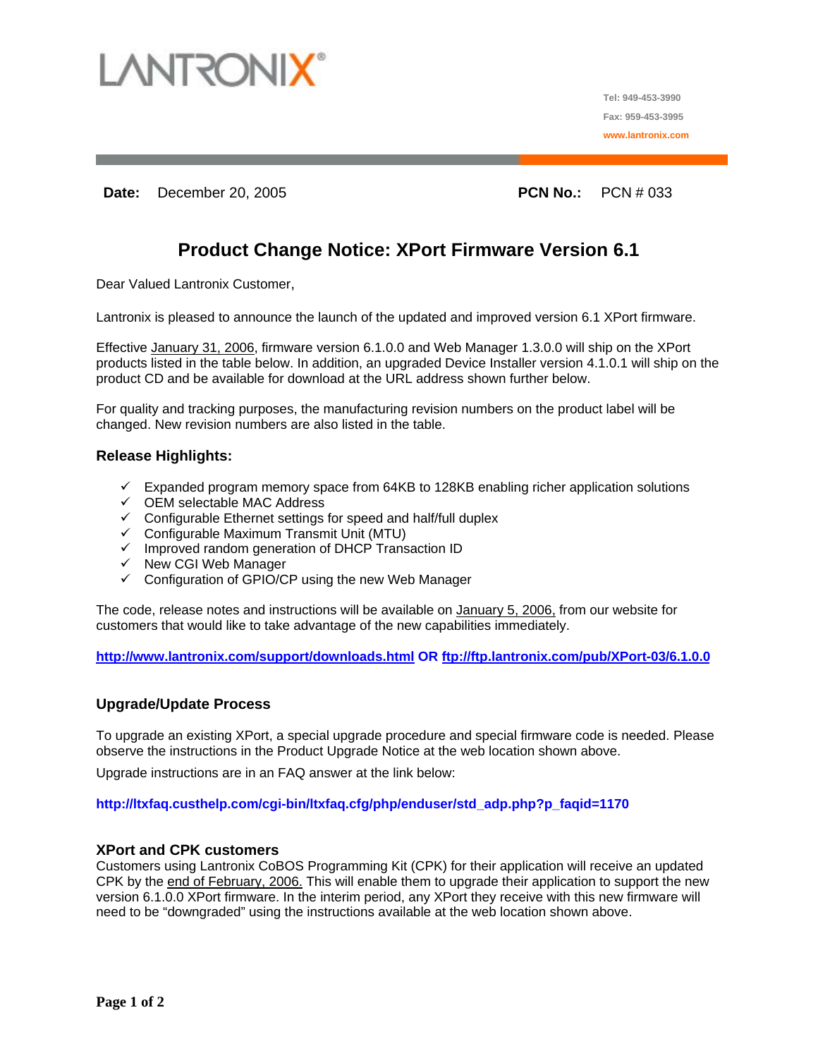LANTRONIX®

Tel: 949-453-3990

Fax: 959-453-3995

www.lantronix.com

**Date:** December 20, 2005 **PCN No.:** PCN # 033

# Product Change Notice: XPort Firmware Version 6.1

Dear Valued Lantronix Customer,

Lantronix is pleased to announce the launch of the updated and improved version 6.1 XPort firmware.

Effective January 31, 2006, firmware version 6.1.0.0 and Web Manager 1.3.0.0 will ship on the XPort products listed in the table below. In addition, an upgraded Device Installer version 4.1.0.1 will ship on the product CD and be available for download at the URL address shown further below.

For quality and tracking purposes, the manufacturing revision numbers on the product label will be changed. New revision numbers are also listed in the table.

### Release Highlights:

- ✓ Expanded program memory space from 64KB to 128KB enabling richer application solutions
- ✓ OEM selectable MAC Address
- ✓ Configurable Ethernet settings for speed and half/full duplex
- ✓ Configurable Maximum Transmit Unit (MTU)
- ✓ Improved random generation of DHCP Transaction ID
- ✓ New CGI Web Manager
- ✓ Configuration of GPIO/CP using the new Web Manager

The code, release notes and instructions will be available on January 5, 2006, from our website for customers that would like to take advantage of the new capabilities immediately.

**http://www.lantronix.com/support/downloads.html OR ftp://ftp.lantronix.com/pub/XPort-03/6.1.0.0**

### Upgrade/Update Process

To upgrade an existing XPort, a special upgrade procedure and special firmware code is needed. Please observe the instructions in the Product Upgrade Notice at the web location shown above.

Upgrade instructions are in an FAQ answer at the link below:

**http://ltxfaq.custhelp.com/cgi-bin/ltxfaq.cfg/php/enduser/std_adp.php?p_faqid=1170**

### XPort and CPK customers

Customers using Lantronix CoBOS Programming Kit (CPK) for their application will receive an updated CPK by the end of February, 2006. This will enable them to upgrade their application to support the new version 6.1.0.0 XPort firmware. In the interim period, any XPort they receive with this new firmware will need to be "downgraded" using the instructions available at the web location shown above.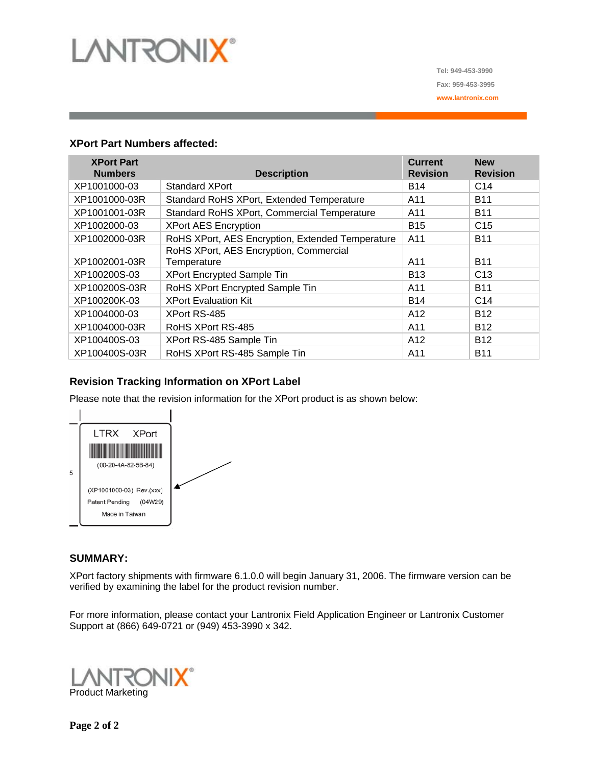Tel: 949-453-3990

Fax: 959-453-3995

www.lantronix.com

**XPort Part Numbers affected:**

| XPort Part Numbers | Description | Current Revision | New Revision |
|---|---|---|---|
| XP1001000-03 | Standard XPort | B14 | C14 |
| XP1001000-03R | Standard RoHS XPort, Extended Temperature | A11 | B11 |
| XP1001001-03R | Standard RoHS XPort, Commercial Temperature | A11 | B11 |
| XP1002000-03 | XPort AES Encryption | B15 | C15 |
| XP1002000-03R | RoHS XPort, AES Encryption, Extended Temperature | A11 | B11 |
| XP1002001-03R | RoHS XPort, AES Encryption, Commercial Temperature | A11 | B11 |
| XP100200S-03 | XPort Encrypted Sample Tin | B13 | C13 |
| XP100200S-03R | RoHS XPort Encrypted Sample Tin | A11 | B11 |
| XP100200K-03 | XPort Evaluation Kit | B14 | C14 |
| XP1004000-03 | XPort RS-485 | A12 | B12 |
| XP1004000-03R | RoHS XPort RS-485 | A11 | B12 |
| XP100400S-03 | XPort RS-485 Sample Tin | A12 | B12 |
| XP100400S-03R | RoHS XPort RS-485 Sample Tin | A11 | B11 |

**Revision Tracking Information on XPort Label**

Please note that the revision information for the XPort product is as shown below:

LTRX XPort

(00-20-4A-82-5B-84)

(XP1001000-03) Rev.(xxx)

Patent Pending (04W29)

Made in Taiwan

**SUMMARY:**

XPort factory shipments with firmware 6.1.0.0 will begin January 31, 2006. The firmware version can be verified by examining the label for the product revision number.

For more information, please contact your Lantronix Field Application Engineer or Lantronix Customer Support at (866) 649-0721 or (949) 453-3990 x 342.

Product Marketing